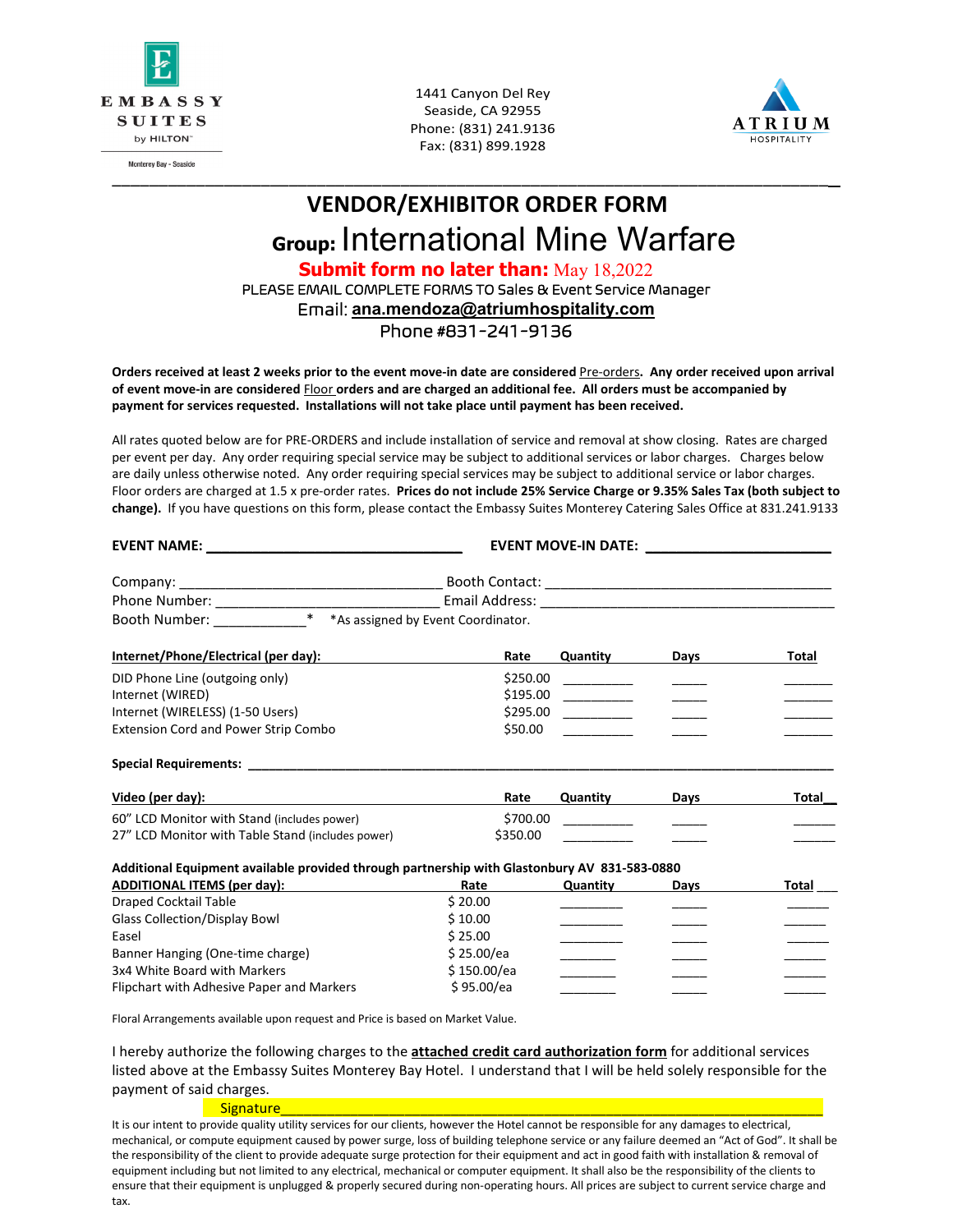EMBASSY SUITES by HILTON
Monterey Bay - Seaside

1441 Canyon Del Rey
Seaside, CA 92955
Phone: (831) 241.9136
Fax: (831) 899.1928

ATRIUM HOSPITALITY

# VENDOR/EXHIBITOR ORDER FORM

## Group: International Mine Warfare

**Submit form no later than:** May 18,2022

PLEASE EMAIL COMPLETE FORMS TO Sales & Event Service Manager

Email: **ana.mendoza@atriumhospitality.com**

Phone #831-241-9136

**Orders received at least 2 weeks prior to the event move-in date are considered** Pre-orders**. Any order received upon arrival of event move-in are considered** Floor **orders and are charged an additional fee. All orders must be accompanied by payment for services requested. Installations will not take place until payment has been received.**

All rates quoted below are for PRE-ORDERS and include installation of service and removal at show closing. Rates are charged per event per day. Any order requiring special service may be subject to additional services or labor charges. Charges below are daily unless otherwise noted. Any order requiring special services may be subject to additional service or labor charges. Floor orders are charged at 1.5 x pre-order rates. **Prices do not include 25% Service Charge or 9.35% Sales Tax (both subject to change).** If you have questions on this form, please contact the Embassy Suites Monterey Catering Sales Office at 831.241.9133

**EVENT NAME:** ______________________________ **EVENT MOVE-IN DATE:** ______________________

Company: ______________________________ Booth Contact: ______________________________

Phone Number: __________________________ Email Address: ______________________________

Booth Number: ____________ * *As assigned by Event Coordinator.

| Internet/Phone/Electrical (per day): | Rate | Quantity | Days | Total |
|---|---|---|---|---|
| DID Phone Line (outgoing only) | $250.00 | | | |
| Internet (WIRED) | $195.00 | | | |
| Internet (WIRELESS) (1-50 Users) | $295.00 | | | |
| Extension Cord and Power Strip Combo | $50.00 | | | |

**Special Requirements:** ____________________________________________

| Video (per day): | Rate | Quantity | Days | Total |
|---|---|---|---|---|
| 60" LCD Monitor with Stand (includes power) | $700.00 | | | |
| 27" LCD Monitor with Table Stand (includes power) | $350.00 | | | |

**Additional Equipment available provided through partnership with Glastonbury AV 831-583-0880**

| ADDITIONAL ITEMS (per day): | Rate | Quantity | Days | Total |
|---|---|---|---|---|
| Draped Cocktail Table | $ 20.00 | | | |
| Glass Collection/Display Bowl | $ 10.00 | | | |
| Easel | $ 25.00 | | | |
| Banner Hanging (One-time charge) | $ 25.00/ea | | | |
| 3x4 White Board with Markers | $ 150.00/ea | | | |
| Flipchart with Adhesive Paper and Markers | $ 95.00/ea | | | |

Floral Arrangements available upon request and Price is based on Market Value.

I hereby authorize the following charges to the **attached credit card authorization form** for additional services listed above at the Embassy Suites Monterey Bay Hotel. I understand that I will be held solely responsible for the payment of said charges.

Signature______________________________________________

It is our intent to provide quality utility services for our clients, however the Hotel cannot be responsible for any damages to electrical, mechanical, or compute equipment caused by power surge, loss of building telephone service or any failure deemed an "Act of God". It shall be the responsibility of the client to provide adequate surge protection for their equipment and act in good faith with installation & removal of equipment including but not limited to any electrical, mechanical or computer equipment. It shall also be the responsibility of the clients to ensure that their equipment is unplugged & properly secured during non-operating hours. All prices are subject to current service charge and tax.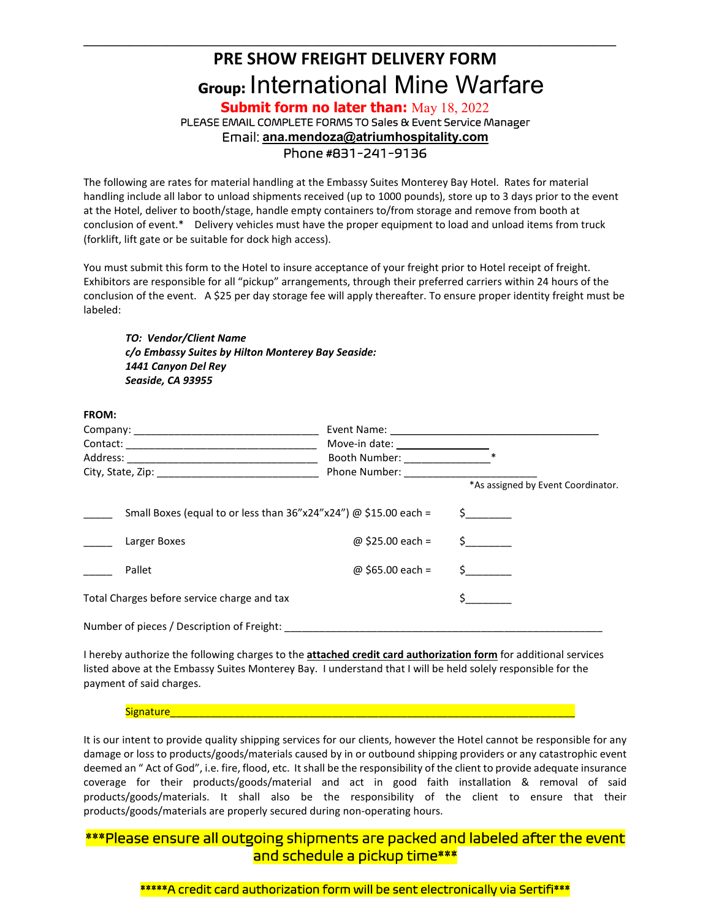# PRE SHOW FREIGHT DELIVERY FORM

## Group: International Mine Warfare

**Submit form no later than:** May 18, 2022

PLEASE EMAIL COMPLETE FORMS TO Sales & Event Service Manager

Email: **ana.mendoza@atriumhospitality.com**

Phone #831-241-9136

The following are rates for material handling at the Embassy Suites Monterey Bay Hotel. Rates for material handling include all labor to unload shipments received (up to 1000 pounds), store up to 3 days prior to the event at the Hotel, deliver to booth/stage, handle empty containers to/from storage and remove from booth at conclusion of event.* Delivery vehicles must have the proper equipment to load and unload items from truck (forklift, lift gate or be suitable for dock high access).

You must submit this form to the Hotel to insure acceptance of your freight prior to Hotel receipt of freight. Exhibitors are responsible for all "pickup" arrangements, through their preferred carriers within 24 hours of the conclusion of the event. A $25 per day storage fee will apply thereafter. To ensure proper identity freight must be labeled:

*TO: Vendor/Client Name*
*c/o Embassy Suites by Hilton Monterey Bay Seaside:*
*1441 Canyon Del Rey*
*Seaside, CA 93955*

**FROM:**

Company: ______________________________ Event Name: ________________________________

Contact: ______________________________ Move-in date: ______________

Address: ______________________________ Booth Number: ______________*

City, State, Zip: __________________________ Phone Number: ____________________

*As assigned by Event Coordinator.

_____ Small Boxes (equal to or less than 36"x24"x24") @ $15.00 each = $________

_____ Larger Boxes @ $25.00 each = $________

_____ Pallet @ $65.00 each = $________

Total Charges before service charge and tax $________

Number of pieces / Description of Freight: ________________________________________________

I hereby authorize the following charges to the **attached credit card authorization form** for additional services listed above at the Embassy Suites Monterey Bay. I understand that I will be held solely responsible for the payment of said charges.

Signature_______________________________________________________________

It is our intent to provide quality shipping services for our clients, however the Hotel cannot be responsible for any damage or loss to products/goods/materials caused by in or outbound shipping providers or any catastrophic event deemed an " Act of God", i.e. fire, flood, etc. It shall be the responsibility of the client to provide adequate insurance coverage for their products/goods/material and act in good faith installation & removal of said products/goods/materials. It shall also be the responsibility of the client to ensure that their products/goods/materials are properly secured during non-operating hours.

***Please ensure all outgoing shipments are packed and labeled after the event and schedule a pickup time***

*****A credit card authorization form will be sent electronically via Sertifi***